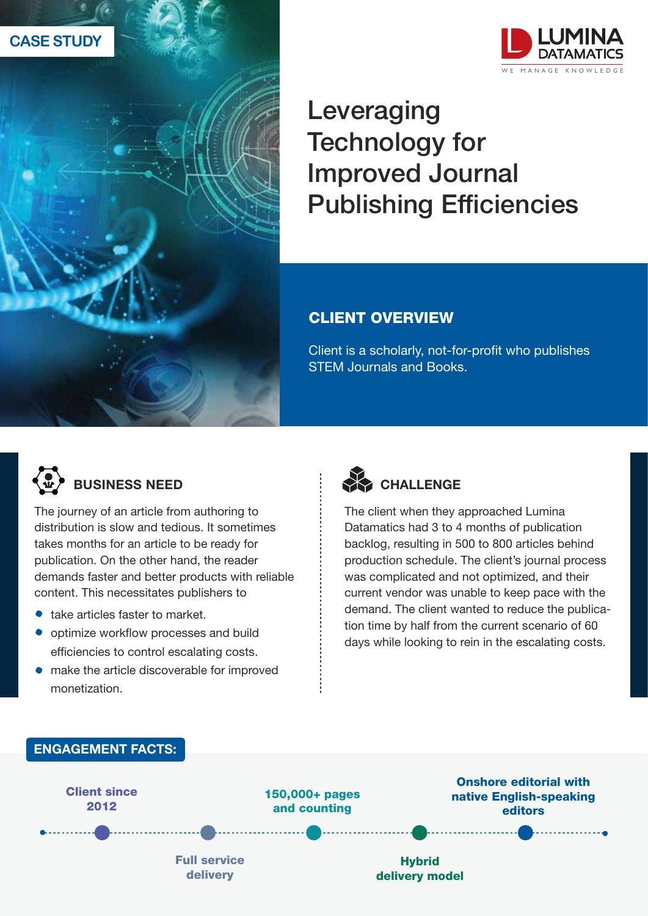CASE STUDY

LUMINA DATAMATICS

WE MANAGE KNOWLEDGE

# Leveraging Technology for Improved Journal Publishing Efficiencies

## CLIENT OVERVIEW

Client is a scholarly, not-for-profit who publishes STEM Journals and Books.

## BUSINESS NEED

The journey of an article from authoring to distribution is slow and tedious. It sometimes takes months for an article to be ready for publication. On the other hand, the reader demands faster and better products with reliable content. This necessitates publishers to

- take articles faster to market.
- optimize workflow processes and build efficiencies to control escalating costs.
- make the article discoverable for improved monetization.

## CHALLENGE

The client when they approached Lumina Datamatics had 3 to 4 months of publication backlog, resulting in 500 to 800 articles behind production schedule. The client's journal process was complicated and not optimized, and their current vendor was unable to keep pace with the demand. The client wanted to reduce the publication time by half from the current scenario of 60 days while looking to rein in the escalating costs.

## ENGAGEMENT FACTS:

- Client since 2012
- Full service delivery
- 150,000+ pages and counting
- Hybrid delivery model
- Onshore editorial with native English-speaking editors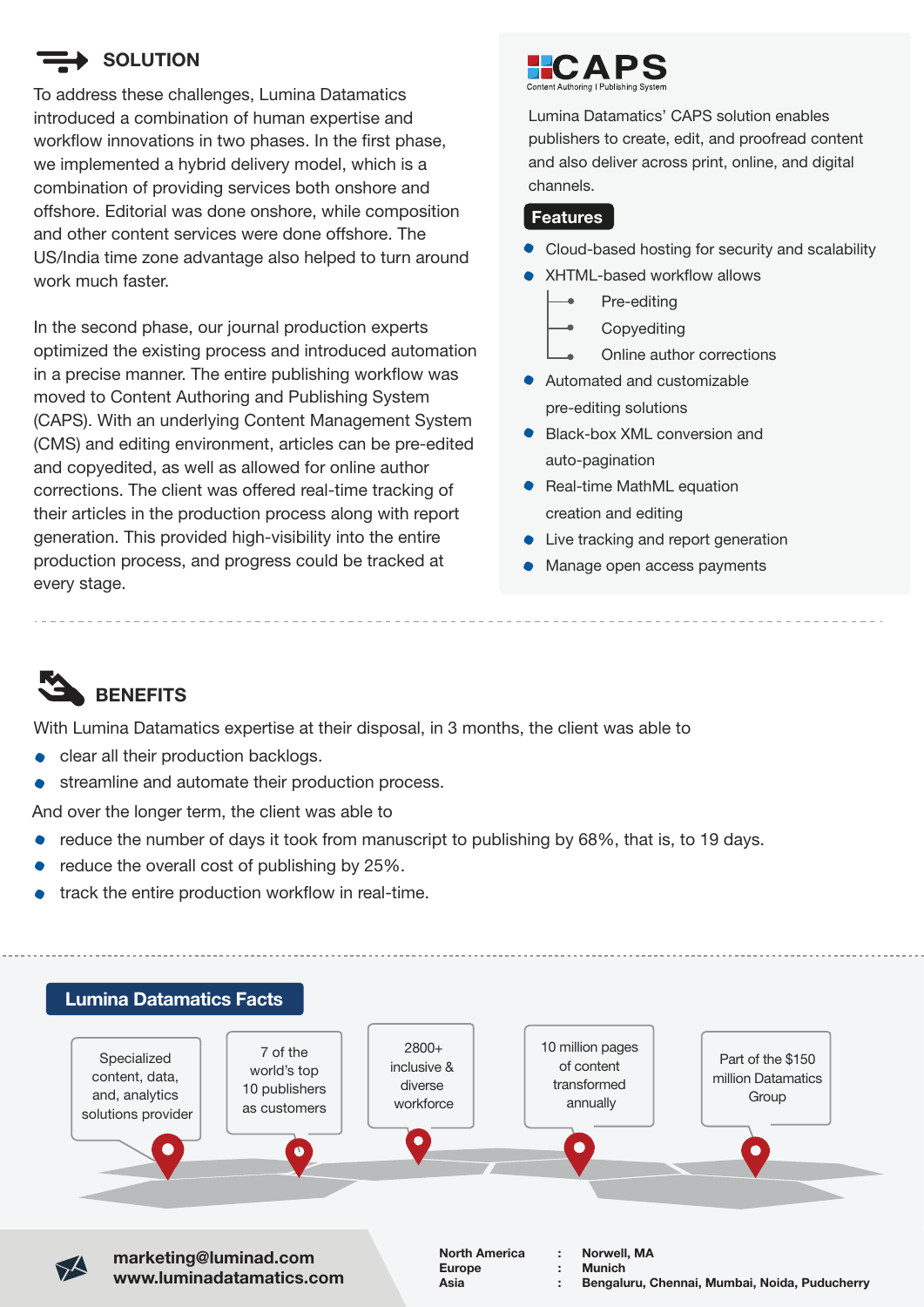## SOLUTION

To address these challenges, Lumina Datamatics introduced a combination of human expertise and workflow innovations in two phases. In the first phase, we implemented a hybrid delivery model, which is a combination of providing services both onshore and offshore. Editorial was done onshore, while composition and other content services were done offshore. The US/India time zone advantage also helped to turn around work much faster.

In the second phase, our journal production experts optimized the existing process and introduced automation in a precise manner. The entire publishing workflow was moved to Content Authoring and Publishing System (CAPS). With an underlying Content Management System (CMS) and editing environment, articles can be pre-edited and copyedited, as well as allowed for online author corrections. The client was offered real-time tracking of their articles in the production process along with report generation. This provided high-visibility into the entire production process, and progress could be tracked at every stage.

**CAPS**
Content Authoring I Publishing System

Lumina Datamatics' CAPS solution enables publishers to create, edit, and proofread content and also deliver across print, online, and digital channels.

**Features**

- Cloud-based hosting for security and scalability
- XHTML-based workflow allows
  - Pre-editing
  - Copyediting
  - Online author corrections
- Automated and customizable pre-editing solutions
- Black-box XML conversion and auto-pagination
- Real-time MathML equation creation and editing
- Live tracking and report generation
- Manage open access payments

## BENEFITS

With Lumina Datamatics expertise at their disposal, in 3 months, the client was able to

- clear all their production backlogs.
- streamline and automate their production process.

And over the longer term, the client was able to

- reduce the number of days it took from manuscript to publishing by 68%, that is, to 19 days.
- reduce the overall cost of publishing by 25%.
- track the entire production workflow in real-time.

## Lumina Datamatics Facts

- Specialized content, data, and, analytics solutions provider
- 7 of the world's top 10 publishers as customers
- 2800+ inclusive & diverse workforce
- 10 million pages of content transformed annually
- Part of the $150 million Datamatics Group

marketing@luminad.com
www.luminadatamatics.com

| | | |
|---|---|---|
| North America | : | Norwell, MA |
| Europe | : | Munich |
| Asia | : | Bengaluru, Chennai, Mumbai, Noida, Puducherry |